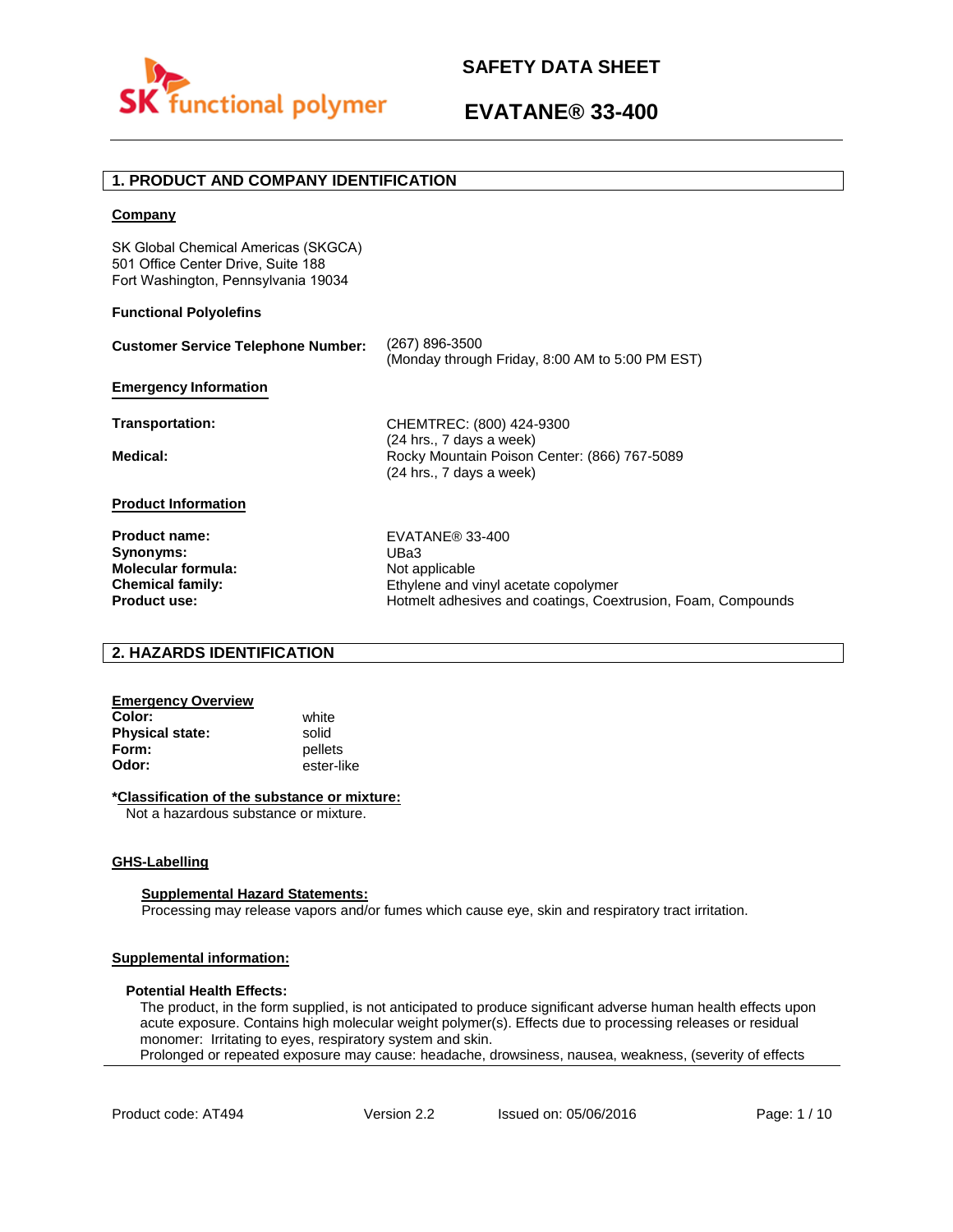# SAFETY DATA SHEET

# EVATANE® 33-400

## 1. PRODUCT AND COMPANY IDENTIFICATION

**Company**

SK Global Chemical Americas (SKGCA)
501 Office Center Drive, Suite 188
Fort Washington, Pennsylvania 19034

**Functional Polyolefins**

**Customer Service Telephone Number:** (267) 896-3500
(Monday through Friday, 8:00 AM to 5:00 PM EST)

**Emergency Information**

**Transportation:** CHEMTREC: (800) 424-9300
(24 hrs., 7 days a week)

**Medical:** Rocky Mountain Poison Center: (866) 767-5089
(24 hrs., 7 days a week)

**Product Information**

**Product name:** EVATANE® 33-400
**Synonyms:** UBa3
**Molecular formula:** Not applicable
**Chemical family:** Ethylene and vinyl acetate copolymer
**Product use:** Hotmelt adhesives and coatings, Coextrusion, Foam, Compounds

## 2. HAZARDS IDENTIFICATION

**Emergency Overview**

**Color:** white
**Physical state:** solid
**Form:** pellets
**Odor:** ester-like

***Classification of the substance or mixture:**

Not a hazardous substance or mixture.

**GHS-Labelling**

**Supplemental Hazard Statements:**

Processing may release vapors and/or fumes which cause eye, skin and respiratory tract irritation.

**Supplemental information:**

**Potential Health Effects:**

The product, in the form supplied, is not anticipated to produce significant adverse human health effects upon acute exposure. Contains high molecular weight polymer(s). Effects due to processing releases or residual monomer: Irritating to eyes, respiratory system and skin.
Prolonged or repeated exposure may cause: headache, drowsiness, nausea, weakness, (severity of effects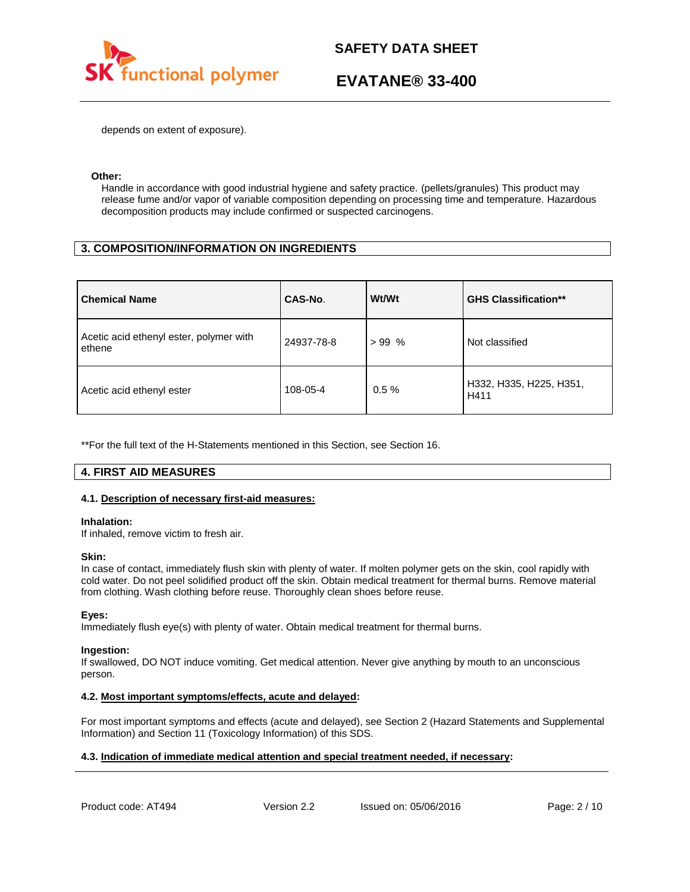depends on extent of exposure).

**Other:**

Handle in accordance with good industrial hygiene and safety practice. (pellets/granules) This product may release fume and/or vapor of variable composition depending on processing time and temperature. Hazardous decomposition products may include confirmed or suspected carcinogens.

## 3. COMPOSITION/INFORMATION ON INGREDIENTS

| Chemical Name | CAS-No. | Wt/Wt | GHS Classification** |
|---|---|---|---|
| Acetic acid ethenyl ester, polymer with ethene | 24937-78-8 | > 99 % | Not classified |
| Acetic acid ethenyl ester | 108-05-4 | 0.5 % | H332, H335, H225, H351, H411 |

**For the full text of the H-Statements mentioned in this Section, see Section 16.

## 4. FIRST AID MEASURES

### 4.1. Description of necessary first-aid measures:

**Inhalation:**
If inhaled, remove victim to fresh air.

**Skin:**
In case of contact, immediately flush skin with plenty of water. If molten polymer gets on the skin, cool rapidly with cold water. Do not peel solidified product off the skin. Obtain medical treatment for thermal burns. Remove material from clothing. Wash clothing before reuse. Thoroughly clean shoes before reuse.

**Eyes:**
Immediately flush eye(s) with plenty of water. Obtain medical treatment for thermal burns.

**Ingestion:**
If swallowed, DO NOT induce vomiting. Get medical attention. Never give anything by mouth to an unconscious person.

### 4.2. Most important symptoms/effects, acute and delayed:

For most important symptoms and effects (acute and delayed), see Section 2 (Hazard Statements and Supplemental Information) and Section 11 (Toxicology Information) of this SDS.

### 4.3. Indication of immediate medical attention and special treatment needed, if necessary: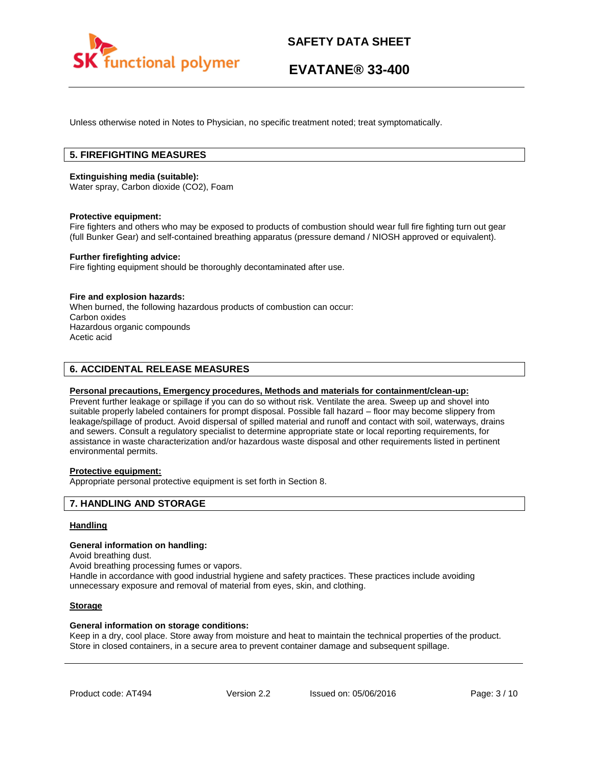Unless otherwise noted in Notes to Physician, no specific treatment noted; treat symptomatically.

## 5. FIREFIGHTING MEASURES

**Extinguishing media (suitable):**
Water spray, Carbon dioxide ($CO_2$), Foam

**Protective equipment:**
Fire fighters and others who may be exposed to products of combustion should wear full fire fighting turn out gear (full Bunker Gear) and self-contained breathing apparatus (pressure demand / NIOSH approved or equivalent).

**Further firefighting advice:**
Fire fighting equipment should be thoroughly decontaminated after use.

**Fire and explosion hazards:**
When burned, the following hazardous products of combustion can occur:
Carbon oxides
Hazardous organic compounds
Acetic acid

## 6. ACCIDENTAL RELEASE MEASURES

**Personal precautions, Emergency procedures, Methods and materials for containment/clean-up:**
Prevent further leakage or spillage if you can do so without risk. Ventilate the area. Sweep up and shovel into suitable properly labeled containers for prompt disposal. Possible fall hazard – floor may become slippery from leakage/spillage of product. Avoid dispersal of spilled material and runoff and contact with soil, waterways, drains and sewers. Consult a regulatory specialist to determine appropriate state or local reporting requirements, for assistance in waste characterization and/or hazardous waste disposal and other requirements listed in pertinent environmental permits.

**Protective equipment:**
Appropriate personal protective equipment is set forth in Section 8.

## 7. HANDLING AND STORAGE

**Handling**

**General information on handling:**
Avoid breathing dust.
Avoid breathing processing fumes or vapors.
Handle in accordance with good industrial hygiene and safety practices. These practices include avoiding unnecessary exposure and removal of material from eyes, skin, and clothing.

**Storage**

**General information on storage conditions:**
Keep in a dry, cool place. Store away from moisture and heat to maintain the technical properties of the product. Store in closed containers, in a secure area to prevent container damage and subsequent spillage.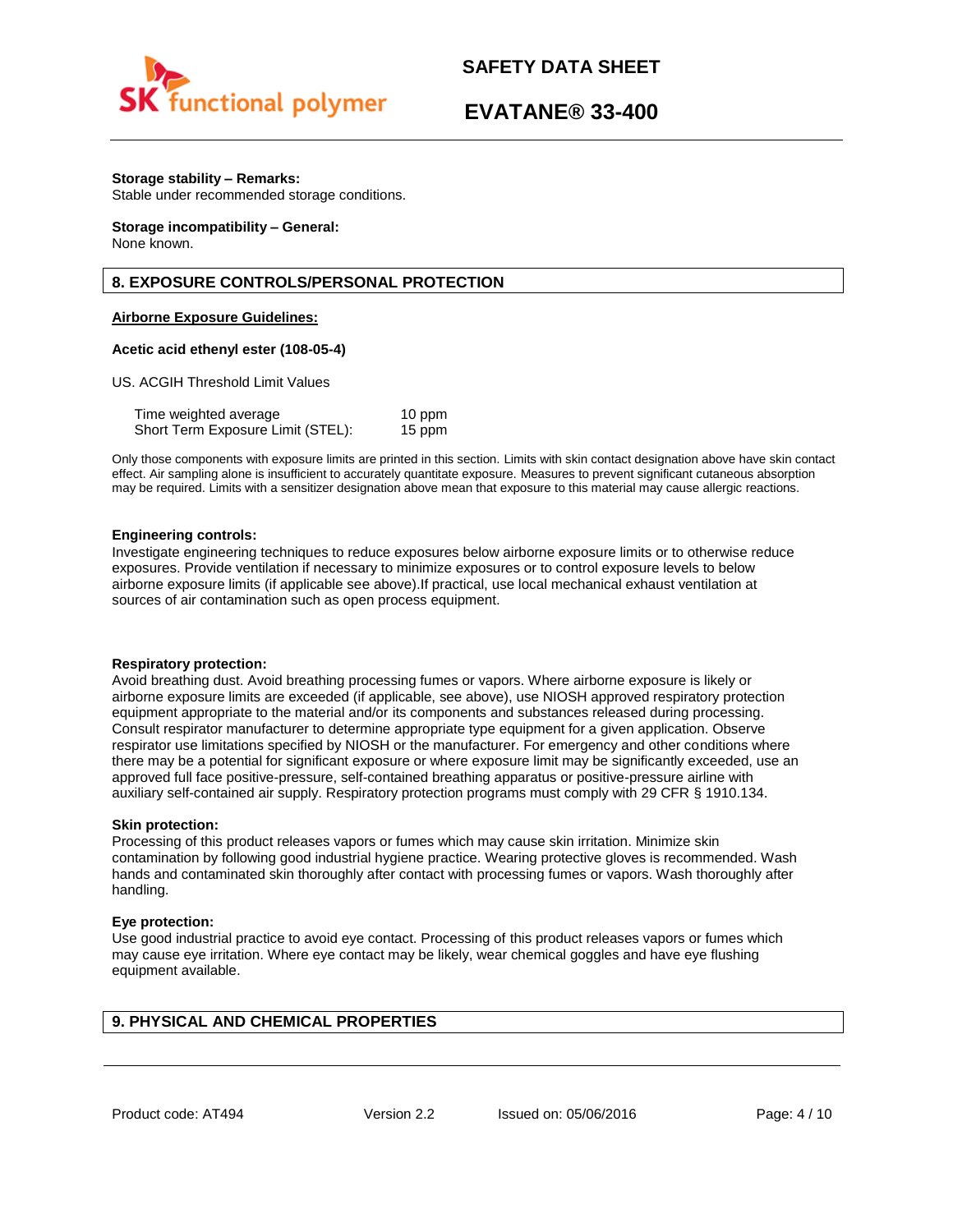**Storage stability – Remarks:**
Stable under recommended storage conditions.

**Storage incompatibility – General:**
None known.

## 8. EXPOSURE CONTROLS/PERSONAL PROTECTION

**Airborne Exposure Guidelines:**

**Acetic acid ethenyl ester (108-05-4)**

US. ACGIH Threshold Limit Values

| | |
|---|---|
| Time weighted average | 10 ppm |
| Short Term Exposure Limit (STEL): | 15 ppm |

Only those components with exposure limits are printed in this section. Limits with skin contact designation above have skin contact effect. Air sampling alone is insufficient to accurately quantitate exposure. Measures to prevent significant cutaneous absorption may be required. Limits with a sensitizer designation above mean that exposure to this material may cause allergic reactions.

**Engineering controls:**
Investigate engineering techniques to reduce exposures below airborne exposure limits or to otherwise reduce exposures. Provide ventilation if necessary to minimize exposures or to control exposure levels to below airborne exposure limits (if applicable see above).If practical, use local mechanical exhaust ventilation at sources of air contamination such as open process equipment.

**Respiratory protection:**
Avoid breathing dust. Avoid breathing processing fumes or vapors. Where airborne exposure is likely or airborne exposure limits are exceeded (if applicable, see above), use NIOSH approved respiratory protection equipment appropriate to the material and/or its components and substances released during processing. Consult respirator manufacturer to determine appropriate type equipment for a given application. Observe respirator use limitations specified by NIOSH or the manufacturer. For emergency and other conditions where there may be a potential for significant exposure or where exposure limit may be significantly exceeded, use an approved full face positive-pressure, self-contained breathing apparatus or positive-pressure airline with auxiliary self-contained air supply. Respiratory protection programs must comply with 29 CFR § 1910.134.

**Skin protection:**
Processing of this product releases vapors or fumes which may cause skin irritation. Minimize skin contamination by following good industrial hygiene practice. Wearing protective gloves is recommended. Wash hands and contaminated skin thoroughly after contact with processing fumes or vapors. Wash thoroughly after handling.

**Eye protection:**
Use good industrial practice to avoid eye contact. Processing of this product releases vapors or fumes which may cause eye irritation. Where eye contact may be likely, wear chemical goggles and have eye flushing equipment available.

## 9. PHYSICAL AND CHEMICAL PROPERTIES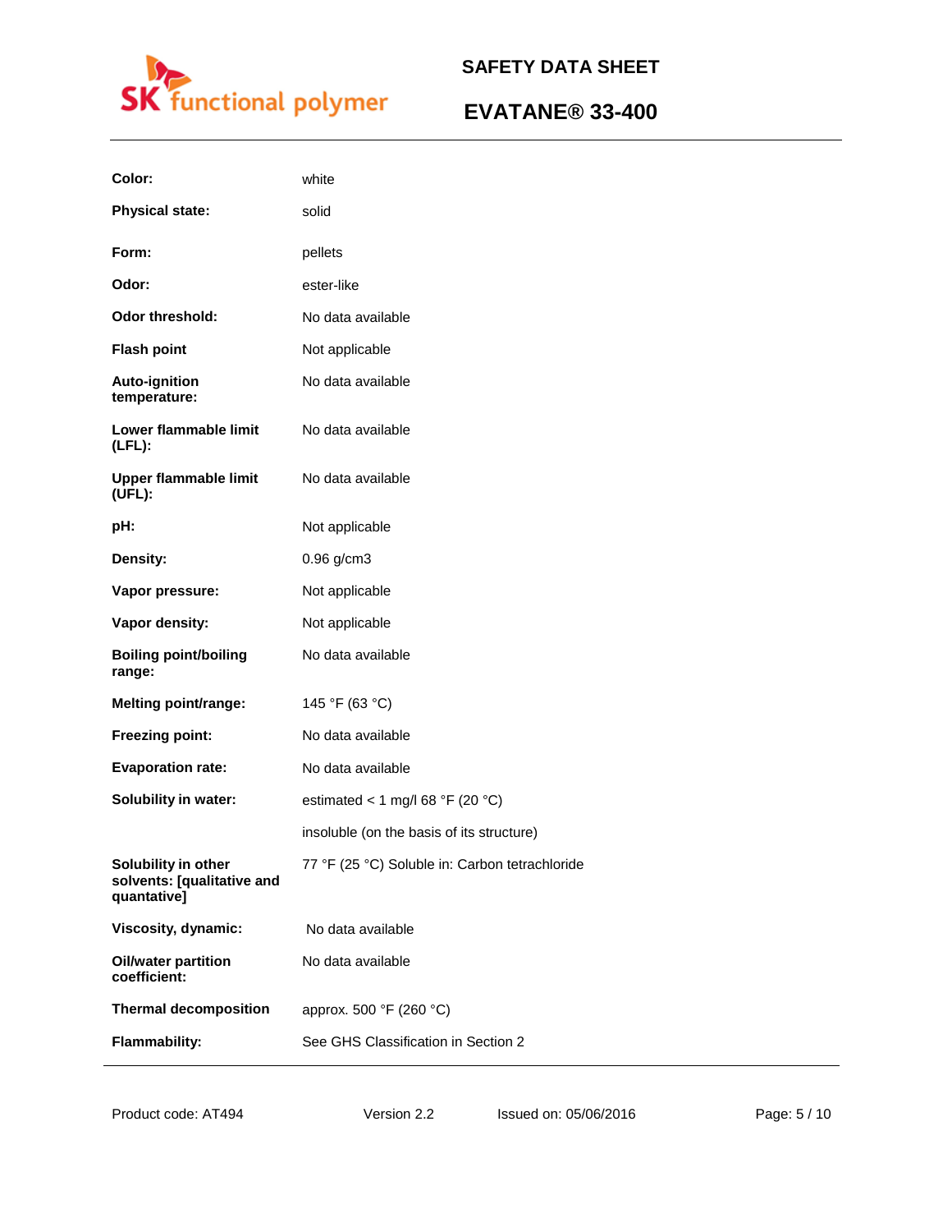| | |
|---|---|
| **Color:** | white |
| **Physical state:** | solid |
| **Form:** | pellets |
| **Odor:** | ester-like |
| **Odor threshold:** | No data available |
| **Flash point** | Not applicable |
| **Auto-ignition temperature:** | No data available |
| **Lower flammable limit (LFL):** | No data available |
| **Upper flammable limit (UFL):** | No data available |
| **pH:** | Not applicable |
| **Density:** | 0.96 g/cm3 |
| **Vapor pressure:** | Not applicable |
| **Vapor density:** | Not applicable |
| **Boiling point/boiling range:** | No data available |
| **Melting point/range:** | 145 °F (63 °C) |
| **Freezing point:** | No data available |
| **Evaporation rate:** | No data available |
| **Solubility in water:** | estimated < 1 mg/l 68 °F (20 °C) |
| | insoluble (on the basis of its structure) |
| **Solubility in other solvents: [qualitative and quantative]** | 77 °F (25 °C) Soluble in: Carbon tetrachloride |
| **Viscosity, dynamic:** | No data available |
| **Oil/water partition coefficient:** | No data available |
| **Thermal decomposition** | approx. 500 °F (260 °C) |
| **Flammability:** | See GHS Classification in Section 2 |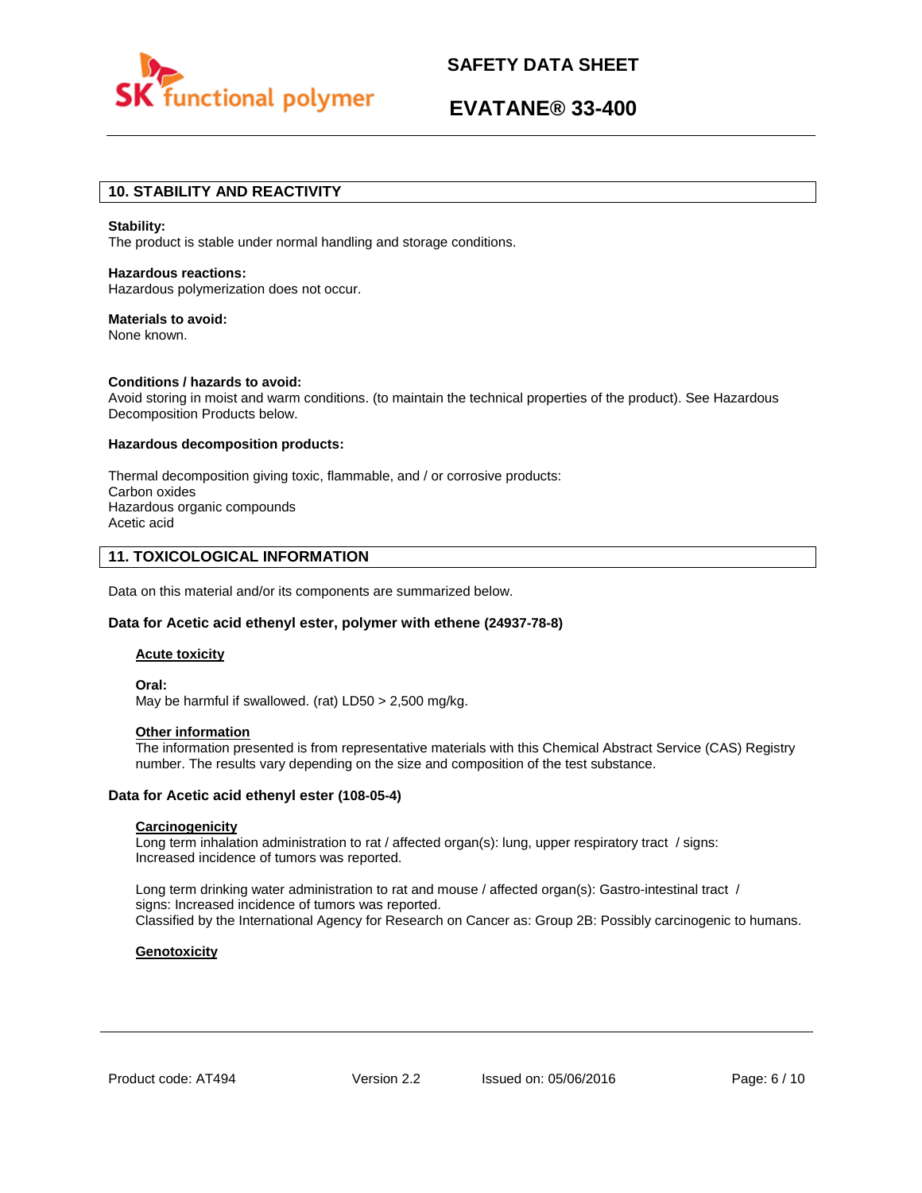## 10. STABILITY AND REACTIVITY

**Stability:**
The product is stable under normal handling and storage conditions.

**Hazardous reactions:**
Hazardous polymerization does not occur.

**Materials to avoid:**
None known.

**Conditions / hazards to avoid:**
Avoid storing in moist and warm conditions. (to maintain the technical properties of the product). See Hazardous Decomposition Products below.

**Hazardous decomposition products:**

Thermal decomposition giving toxic, flammable, and / or corrosive products:
Carbon oxides
Hazardous organic compounds
Acetic acid

## 11. TOXICOLOGICAL INFORMATION

Data on this material and/or its components are summarized below.

### Data for Acetic acid ethenyl ester, polymer with ethene (24937-78-8)

#### Acute toxicity

**Oral:**
May be harmful if swallowed. (rat) LD50 > 2,500 mg/kg.

#### Other information

The information presented is from representative materials with this Chemical Abstract Service (CAS) Registry number. The results vary depending on the size and composition of the test substance.

### Data for Acetic acid ethenyl ester (108-05-4)

#### Carcinogenicity

Long term inhalation administration to rat / affected organ(s): lung, upper respiratory tract / signs: Increased incidence of tumors was reported.

Long term drinking water administration to rat and mouse / affected organ(s): Gastro-intestinal tract / signs: Increased incidence of tumors was reported.
Classified by the International Agency for Research on Cancer as: Group 2B: Possibly carcinogenic to humans.

#### Genotoxicity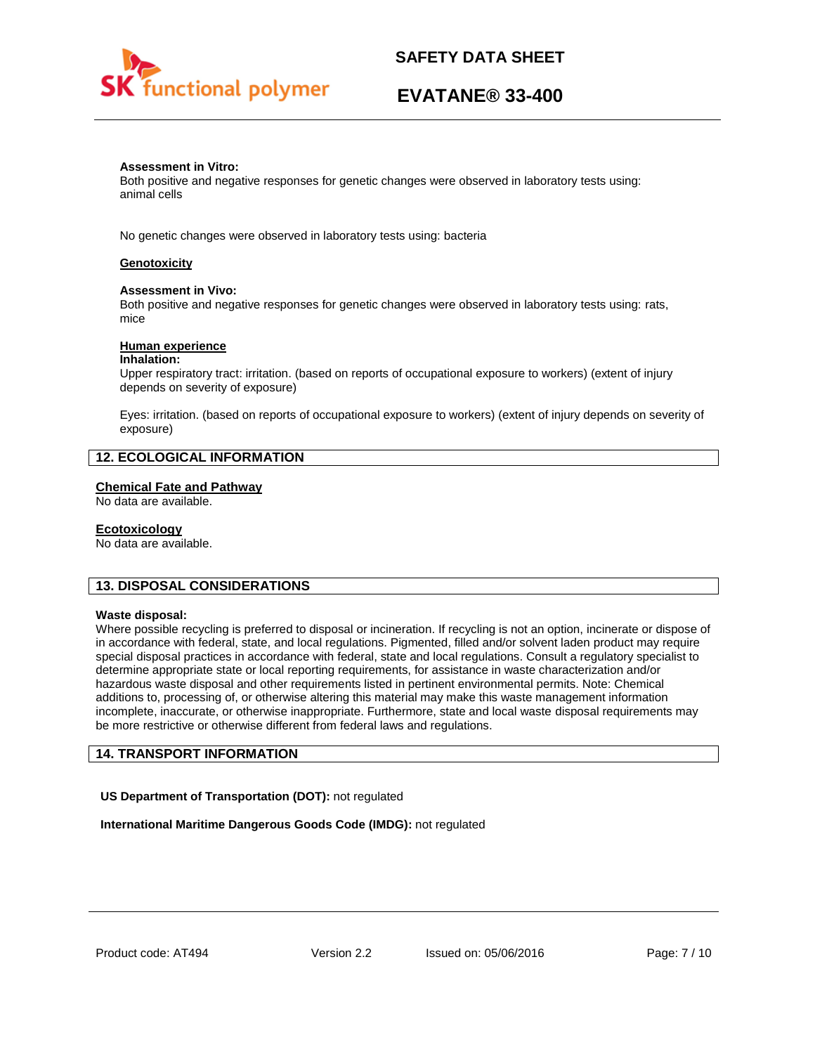**Assessment in Vitro:**
Both positive and negative responses for genetic changes were observed in laboratory tests using: animal cells

No genetic changes were observed in laboratory tests using: bacteria

**Genotoxicity**

**Assessment in Vivo:**
Both positive and negative responses for genetic changes were observed in laboratory tests using: rats, mice

**Human experience**

**Inhalation:**
Upper respiratory tract: irritation. (based on reports of occupational exposure to workers) (extent of injury depends on severity of exposure)

Eyes: irritation. (based on reports of occupational exposure to workers) (extent of injury depends on severity of exposure)

## 12. ECOLOGICAL INFORMATION

**Chemical Fate and Pathway**
No data are available.

**Ecotoxicology**
No data are available.

## 13. DISPOSAL CONSIDERATIONS

**Waste disposal:**
Where possible recycling is preferred to disposal or incineration. If recycling is not an option, incinerate or dispose of in accordance with federal, state, and local regulations. Pigmented, filled and/or solvent laden product may require special disposal practices in accordance with federal, state and local regulations. Consult a regulatory specialist to determine appropriate state or local reporting requirements, for assistance in waste characterization and/or hazardous waste disposal and other requirements listed in pertinent environmental permits. Note: Chemical additions to, processing of, or otherwise altering this material may make this waste management information incomplete, inaccurate, or otherwise inappropriate. Furthermore, state and local waste disposal requirements may be more restrictive or otherwise different from federal laws and regulations.

## 14. TRANSPORT INFORMATION

**US Department of Transportation (DOT):** not regulated

**International Maritime Dangerous Goods Code (IMDG):** not regulated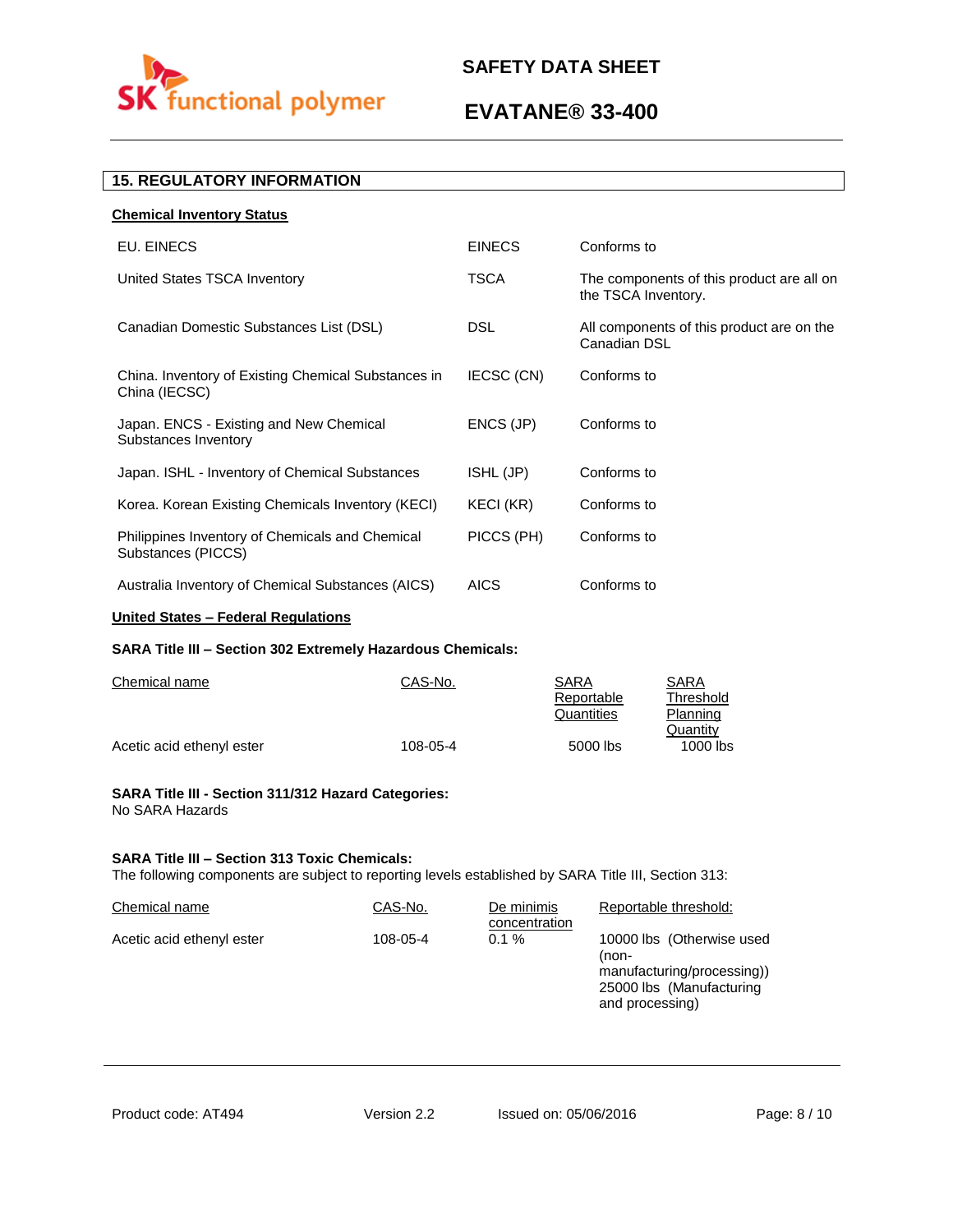## 15. REGULATORY INFORMATION

### Chemical Inventory Status

| | | |
|---|---|---|
| EU. EINECS | EINECS | Conforms to |
| United States TSCA Inventory | TSCA | The components of this product are all on the TSCA Inventory. |
| Canadian Domestic Substances List (DSL) | DSL | All components of this product are on the Canadian DSL |
| China. Inventory of Existing Chemical Substances in China (IECSC) | IECSC (CN) | Conforms to |
| Japan. ENCS - Existing and New Chemical Substances Inventory | ENCS (JP) | Conforms to |
| Japan. ISHL - Inventory of Chemical Substances | ISHL (JP) | Conforms to |
| Korea. Korean Existing Chemicals Inventory (KECI) | KECI (KR) | Conforms to |
| Philippines Inventory of Chemicals and Chemical Substances (PICCS) | PICCS (PH) | Conforms to |
| Australia Inventory of Chemical Substances (AICS) | AICS | Conforms to |

### United States – Federal Regulations

**SARA Title III – Section 302 Extremely Hazardous Chemicals:**

| Chemical name | CAS-No. | SARA Reportable Quantities | SARA Threshold Planning Quantity |
|---|---|---|---|
| Acetic acid ethenyl ester | 108-05-4 | 5000 lbs | 1000 lbs |

**SARA Title III - Section 311/312 Hazard Categories:**
No SARA Hazards

**SARA Title III – Section 313 Toxic Chemicals:**
The following components are subject to reporting levels established by SARA Title III, Section 313:

| Chemical name | CAS-No. | De minimis concentration | Reportable threshold: |
|---|---|---|---|
| Acetic acid ethenyl ester | 108-05-4 | 0.1 % | 10000 lbs (Otherwise used (non-manufacturing/processing)) 25000 lbs (Manufacturing and processing) |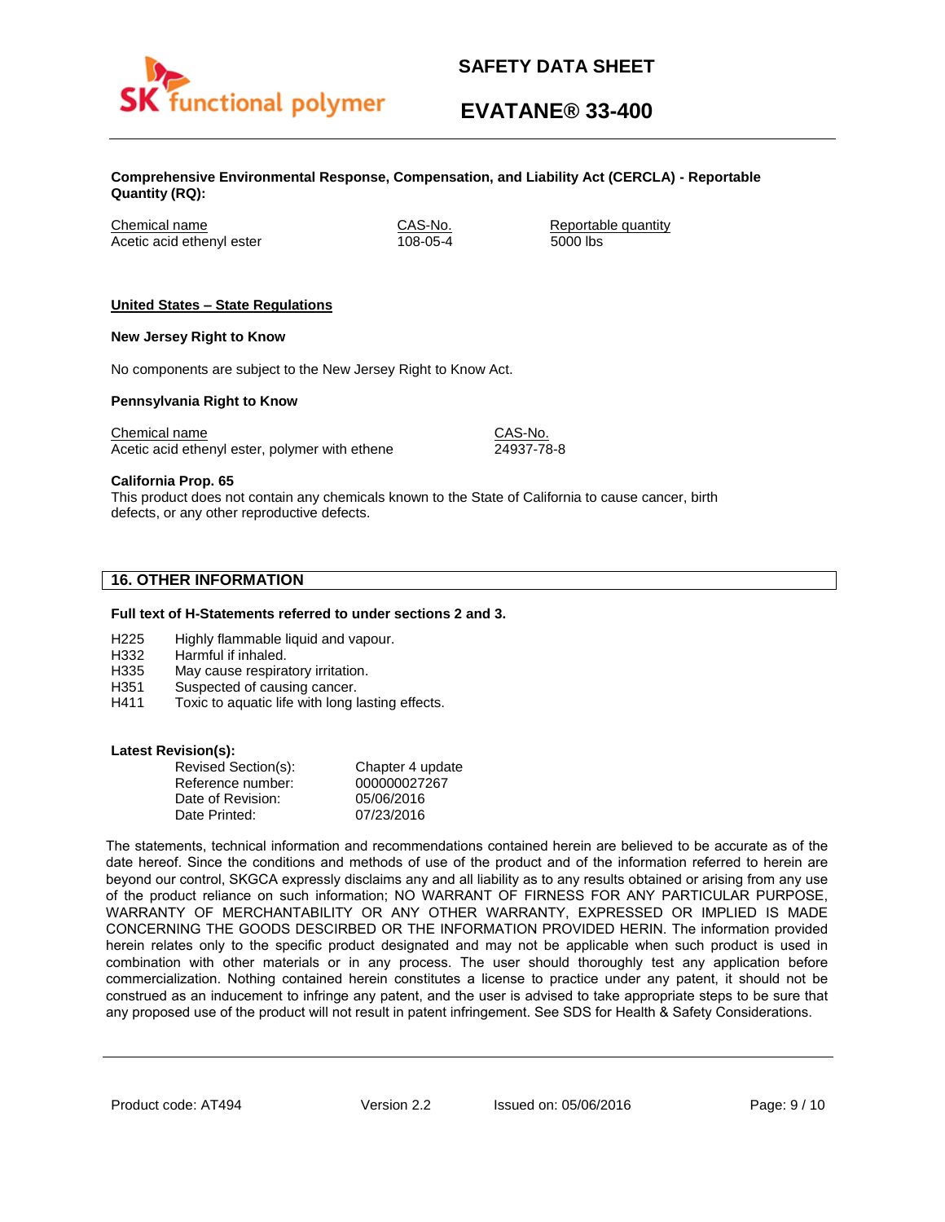**Comprehensive Environmental Response, Compensation, and Liability Act (CERCLA) - Reportable Quantity (RQ):**

| Chemical name | CAS-No. | Reportable quantity |
|---|---|---|
| Acetic acid ethenyl ester | 108-05-4 | 5000 lbs |

**United States – State Regulations**

**New Jersey Right to Know**

No components are subject to the New Jersey Right to Know Act.

**Pennsylvania Right to Know**

| Chemical name | CAS-No. |
|---|---|
| Acetic acid ethenyl ester, polymer with ethene | 24937-78-8 |

**California Prop. 65**
This product does not contain any chemicals known to the State of California to cause cancer, birth defects, or any other reproductive defects.

## 16. OTHER INFORMATION

**Full text of H-Statements referred to under sections 2 and 3.**

- H225 Highly flammable liquid and vapour.
- H332 Harmful if inhaled.
- H335 May cause respiratory irritation.
- H351 Suspected of causing cancer.
- H411 Toxic to aquatic life with long lasting effects.

**Latest Revision(s):**

| | |
|---|---|
| Revised Section(s): | Chapter 4 update |
| Reference number: | 000000027267 |
| Date of Revision: | 05/06/2016 |
| Date Printed: | 07/23/2016 |

The statements, technical information and recommendations contained herein are believed to be accurate as of the date hereof. Since the conditions and methods of use of the product and of the information referred to herein are beyond our control, SKGCA expressly disclaims any and all liability as to any results obtained or arising from any use of the product reliance on such information; NO WARRANT OF FIRNESS FOR ANY PARTICULAR PURPOSE, WARRANTY OF MERCHANTABILITY OR ANY OTHER WARRANTY, EXPRESSED OR IMPLIED IS MADE CONCERNING THE GOODS DESCRIBED OR THE INFORMATION PROVIDED HEREIN. The information provided herein relates only to the specific product designated and may not be applicable when such product is used in combination with other materials or in any process. The user should thoroughly test any application before commercialization. Nothing contained herein constitutes a license to practice under any patent, it should not be construed as an inducement to infringe any patent, and the user is advised to take appropriate steps to be sure that any proposed use of the product will not result in patent infringement. See SDS for Health & Safety Considerations.